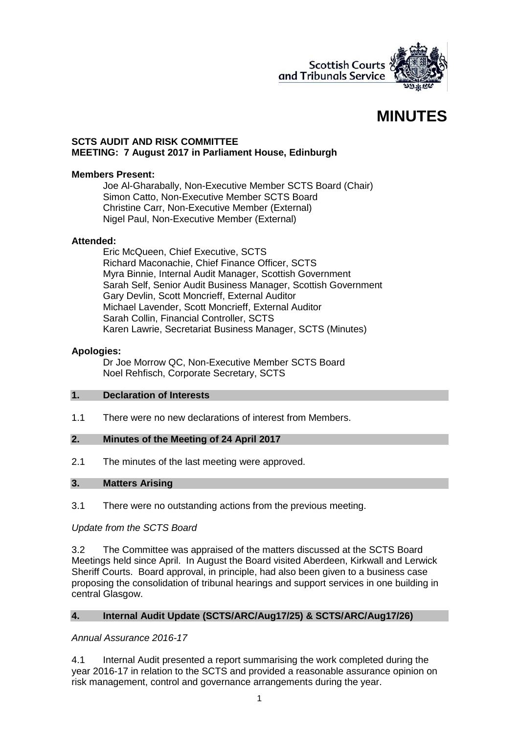# MINUTES

**SCTS AUDIT AND RISK COMMITTEE**
**MEETING: 7 August 2017 in Parliament House, Edinburgh**

**Members Present:**

Joe Al-Gharabally, Non-Executive Member SCTS Board (Chair)
Simon Catto, Non-Executive Member SCTS Board
Christine Carr, Non-Executive Member (External)
Nigel Paul, Non-Executive Member (External)

**Attended:**

Eric McQueen, Chief Executive, SCTS
Richard Maconachie, Chief Finance Officer, SCTS
Myra Binnie, Internal Audit Manager, Scottish Government
Sarah Self, Senior Audit Business Manager, Scottish Government
Gary Devlin, Scott Moncrieff, External Auditor
Michael Lavender, Scott Moncrieff, External Auditor
Sarah Collin, Financial Controller, SCTS
Karen Lawrie, Secretariat Business Manager, SCTS (Minutes)

**Apologies:**

Dr Joe Morrow QC, Non-Executive Member SCTS Board
Noel Rehfisch, Corporate Secretary, SCTS

## 1. Declaration of Interests

1.1 There were no new declarations of interest from Members.

## 2. Minutes of the Meeting of 24 April 2017

2.1 The minutes of the last meeting were approved.

## 3. Matters Arising

3.1 There were no outstanding actions from the previous meeting.

*Update from the SCTS Board*

3.2 The Committee was appraised of the matters discussed at the SCTS Board Meetings held since April. In August the Board visited Aberdeen, Kirkwall and Lerwick Sheriff Courts. Board approval, in principle, had also been given to a business case proposing the consolidation of tribunal hearings and support services in one building in central Glasgow.

## 4. Internal Audit Update (SCTS/ARC/Aug17/25) & SCTS/ARC/Aug17/26)

*Annual Assurance 2016-17*

4.1 Internal Audit presented a report summarising the work completed during the year 2016-17 in relation to the SCTS and provided a reasonable assurance opinion on risk management, control and governance arrangements during the year.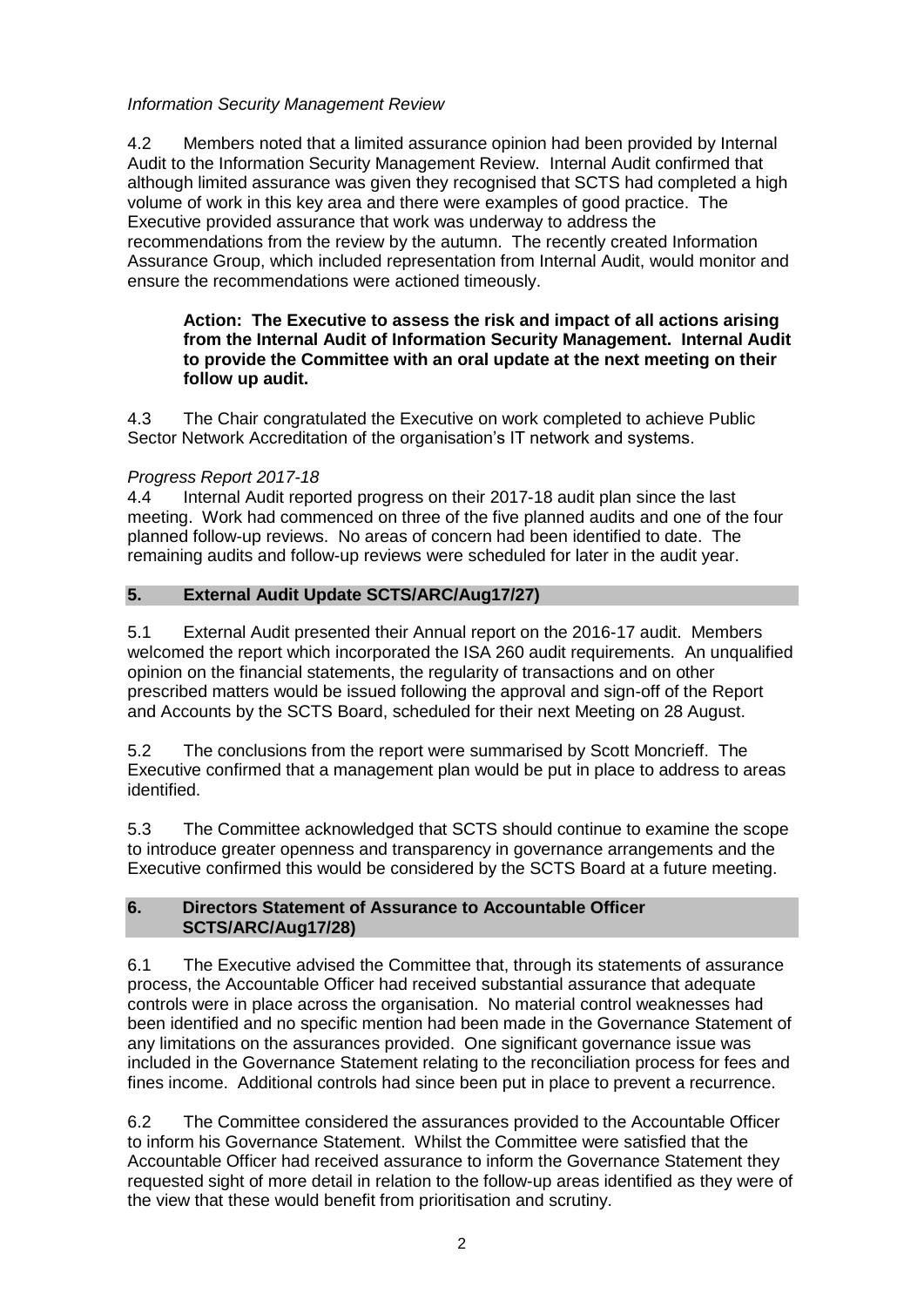*Information Security Management Review*

4.2 Members noted that a limited assurance opinion had been provided by Internal Audit to the Information Security Management Review. Internal Audit confirmed that although limited assurance was given they recognised that SCTS had completed a high volume of work in this key area and there were examples of good practice. The Executive provided assurance that work was underway to address the recommendations from the review by the autumn. The recently created Information Assurance Group, which included representation from Internal Audit, would monitor and ensure the recommendations were actioned timeously.

> **Action: The Executive to assess the risk and impact of all actions arising from the Internal Audit of Information Security Management. Internal Audit to provide the Committee with an oral update at the next meeting on their follow up audit.**

4.3 The Chair congratulated the Executive on work completed to achieve Public Sector Network Accreditation of the organisation's IT network and systems.

*Progress Report 2017-18*

4.4 Internal Audit reported progress on their 2017-18 audit plan since the last meeting. Work had commenced on three of the five planned audits and one of the four planned follow-up reviews. No areas of concern had been identified to date. The remaining audits and follow-up reviews were scheduled for later in the audit year.

## 5. External Audit Update SCTS/ARC/Aug17/27)

5.1 External Audit presented their Annual report on the 2016-17 audit. Members welcomed the report which incorporated the ISA 260 audit requirements. An unqualified opinion on the financial statements, the regularity of transactions and on other prescribed matters would be issued following the approval and sign-off of the Report and Accounts by the SCTS Board, scheduled for their next Meeting on 28 August.

5.2 The conclusions from the report were summarised by Scott Moncrieff. The Executive confirmed that a management plan would be put in place to address to areas identified.

5.3 The Committee acknowledged that SCTS should continue to examine the scope to introduce greater openness and transparency in governance arrangements and the Executive confirmed this would be considered by the SCTS Board at a future meeting.

## 6. Directors Statement of Assurance to Accountable Officer SCTS/ARC/Aug17/28)

6.1 The Executive advised the Committee that, through its statements of assurance process, the Accountable Officer had received substantial assurance that adequate controls were in place across the organisation. No material control weaknesses had been identified and no specific mention had been made in the Governance Statement of any limitations on the assurances provided. One significant governance issue was included in the Governance Statement relating to the reconciliation process for fees and fines income. Additional controls had since been put in place to prevent a recurrence.

6.2 The Committee considered the assurances provided to the Accountable Officer to inform his Governance Statement. Whilst the Committee were satisfied that the Accountable Officer had received assurance to inform the Governance Statement they requested sight of more detail in relation to the follow-up areas identified as they were of the view that these would benefit from prioritisation and scrutiny.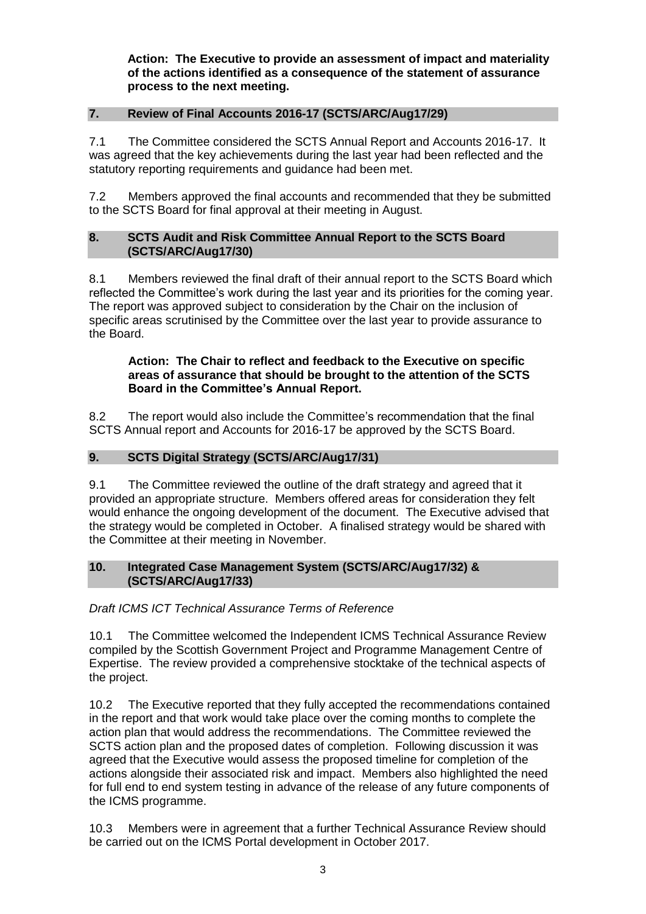**Action: The Executive to provide an assessment of impact and materiality of the actions identified as a consequence of the statement of assurance process to the next meeting.**

## 7. Review of Final Accounts 2016-17 (SCTS/ARC/Aug17/29)

7.1 The Committee considered the SCTS Annual Report and Accounts 2016-17. It was agreed that the key achievements during the last year had been reflected and the statutory reporting requirements and guidance had been met.

7.2 Members approved the final accounts and recommended that they be submitted to the SCTS Board for final approval at their meeting in August.

## 8. SCTS Audit and Risk Committee Annual Report to the SCTS Board (SCTS/ARC/Aug17/30)

8.1 Members reviewed the final draft of their annual report to the SCTS Board which reflected the Committee's work during the last year and its priorities for the coming year. The report was approved subject to consideration by the Chair on the inclusion of specific areas scrutinised by the Committee over the last year to provide assurance to the Board.

**Action: The Chair to reflect and feedback to the Executive on specific areas of assurance that should be brought to the attention of the SCTS Board in the Committee's Annual Report.**

8.2 The report would also include the Committee's recommendation that the final SCTS Annual report and Accounts for 2016-17 be approved by the SCTS Board.

## 9. SCTS Digital Strategy (SCTS/ARC/Aug17/31)

9.1 The Committee reviewed the outline of the draft strategy and agreed that it provided an appropriate structure. Members offered areas for consideration they felt would enhance the ongoing development of the document. The Executive advised that the strategy would be completed in October. A finalised strategy would be shared with the Committee at their meeting in November.

## 10. Integrated Case Management System (SCTS/ARC/Aug17/32) & (SCTS/ARC/Aug17/33)

*Draft ICMS ICT Technical Assurance Terms of Reference*

10.1 The Committee welcomed the Independent ICMS Technical Assurance Review compiled by the Scottish Government Project and Programme Management Centre of Expertise. The review provided a comprehensive stocktake of the technical aspects of the project.

10.2 The Executive reported that they fully accepted the recommendations contained in the report and that work would take place over the coming months to complete the action plan that would address the recommendations. The Committee reviewed the SCTS action plan and the proposed dates of completion. Following discussion it was agreed that the Executive would assess the proposed timeline for completion of the actions alongside their associated risk and impact. Members also highlighted the need for full end to end system testing in advance of the release of any future components of the ICMS programme.

10.3 Members were in agreement that a further Technical Assurance Review should be carried out on the ICMS Portal development in October 2017.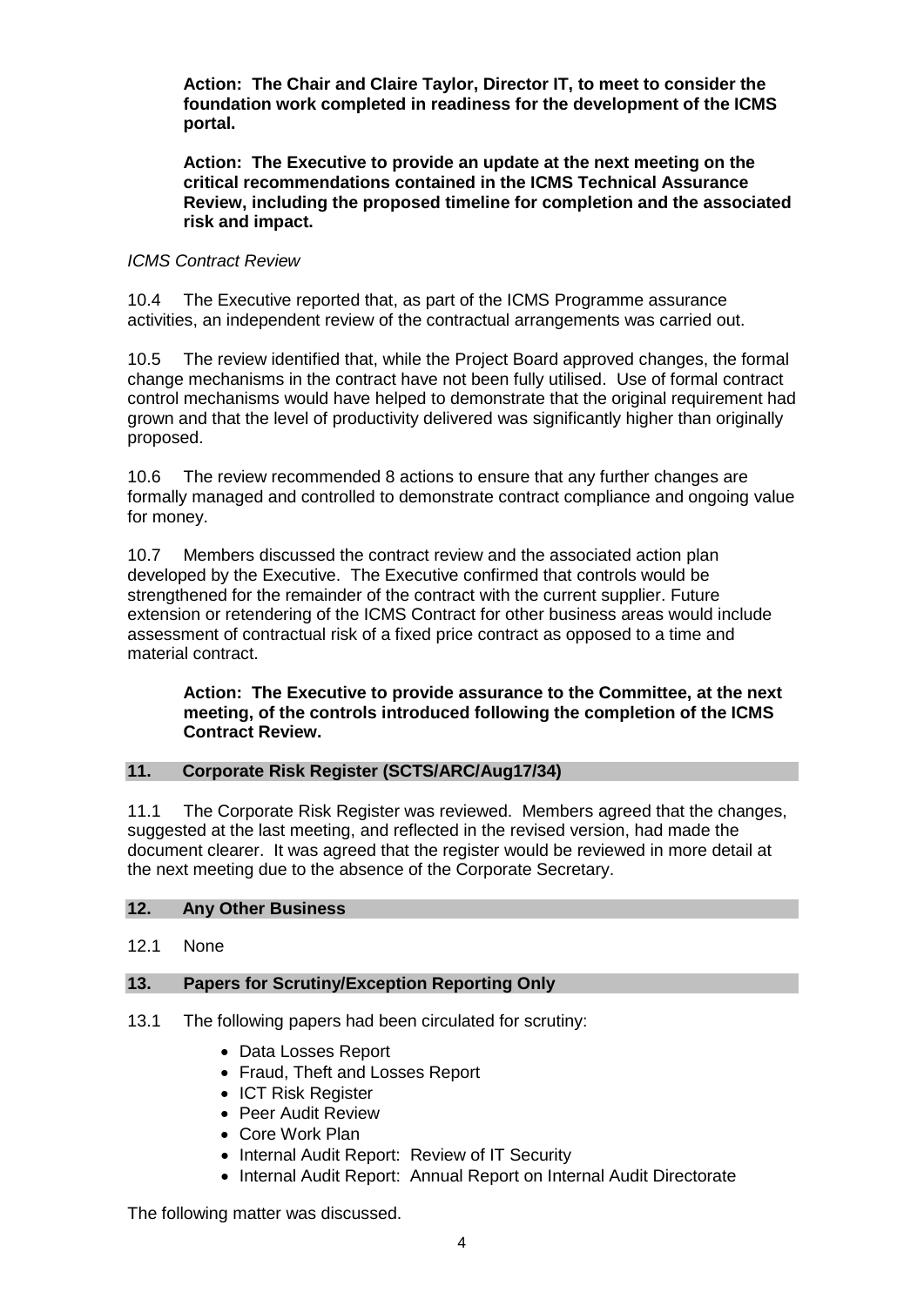**Action: The Chair and Claire Taylor, Director IT, to meet to consider the foundation work completed in readiness for the development of the ICMS portal.**

**Action: The Executive to provide an update at the next meeting on the critical recommendations contained in the ICMS Technical Assurance Review, including the proposed timeline for completion and the associated risk and impact.**

*ICMS Contract Review*

10.4 The Executive reported that, as part of the ICMS Programme assurance activities, an independent review of the contractual arrangements was carried out.

10.5 The review identified that, while the Project Board approved changes, the formal change mechanisms in the contract have not been fully utilised. Use of formal contract control mechanisms would have helped to demonstrate that the original requirement had grown and that the level of productivity delivered was significantly higher than originally proposed.

10.6 The review recommended 8 actions to ensure that any further changes are formally managed and controlled to demonstrate contract compliance and ongoing value for money.

10.7 Members discussed the contract review and the associated action plan developed by the Executive. The Executive confirmed that controls would be strengthened for the remainder of the contract with the current supplier. Future extension or retendering of the ICMS Contract for other business areas would include assessment of contractual risk of a fixed price contract as opposed to a time and material contract.

**Action: The Executive to provide assurance to the Committee, at the next meeting, of the controls introduced following the completion of the ICMS Contract Review.**

## 11. Corporate Risk Register (SCTS/ARC/Aug17/34)

11.1 The Corporate Risk Register was reviewed. Members agreed that the changes, suggested at the last meeting, and reflected in the revised version, had made the document clearer. It was agreed that the register would be reviewed in more detail at the next meeting due to the absence of the Corporate Secretary.

## 12. Any Other Business

12.1 None

## 13. Papers for Scrutiny/Exception Reporting Only

13.1 The following papers had been circulated for scrutiny:

- Data Losses Report
- Fraud, Theft and Losses Report
- ICT Risk Register
- Peer Audit Review
- Core Work Plan
- Internal Audit Report: Review of IT Security
- Internal Audit Report: Annual Report on Internal Audit Directorate

The following matter was discussed.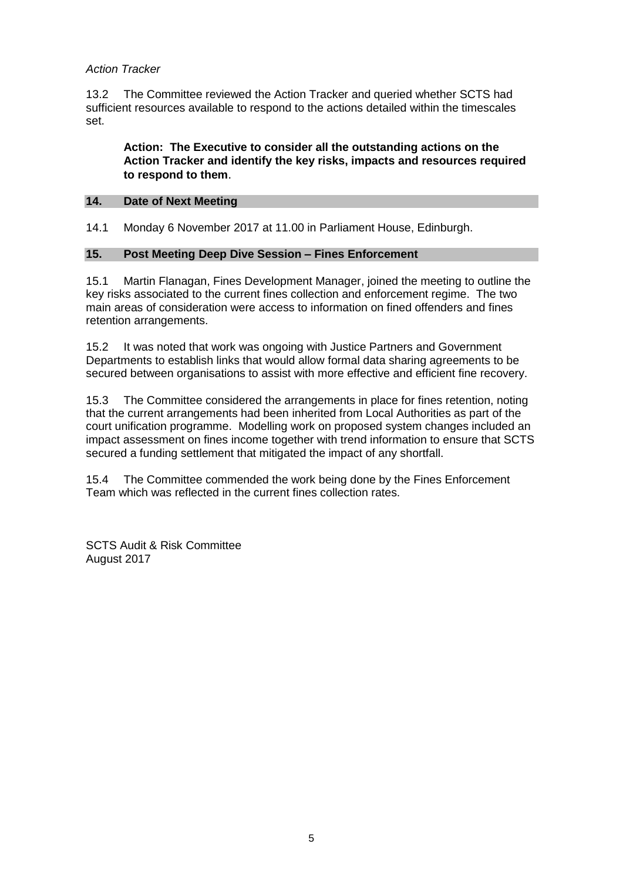*Action Tracker*

13.2 The Committee reviewed the Action Tracker and queried whether SCTS had sufficient resources available to respond to the actions detailed within the timescales set.

> **Action: The Executive to consider all the outstanding actions on the Action Tracker and identify the key risks, impacts and resources required to respond to them**.

## 14. Date of Next Meeting

14.1 Monday 6 November 2017 at 11.00 in Parliament House, Edinburgh.

## 15. Post Meeting Deep Dive Session – Fines Enforcement

15.1 Martin Flanagan, Fines Development Manager, joined the meeting to outline the key risks associated to the current fines collection and enforcement regime. The two main areas of consideration were access to information on fined offenders and fines retention arrangements.

15.2 It was noted that work was ongoing with Justice Partners and Government Departments to establish links that would allow formal data sharing agreements to be secured between organisations to assist with more effective and efficient fine recovery.

15.3 The Committee considered the arrangements in place for fines retention, noting that the current arrangements had been inherited from Local Authorities as part of the court unification programme. Modelling work on proposed system changes included an impact assessment on fines income together with trend information to ensure that SCTS secured a funding settlement that mitigated the impact of any shortfall.

15.4 The Committee commended the work being done by the Fines Enforcement Team which was reflected in the current fines collection rates.

SCTS Audit & Risk Committee
August 2017